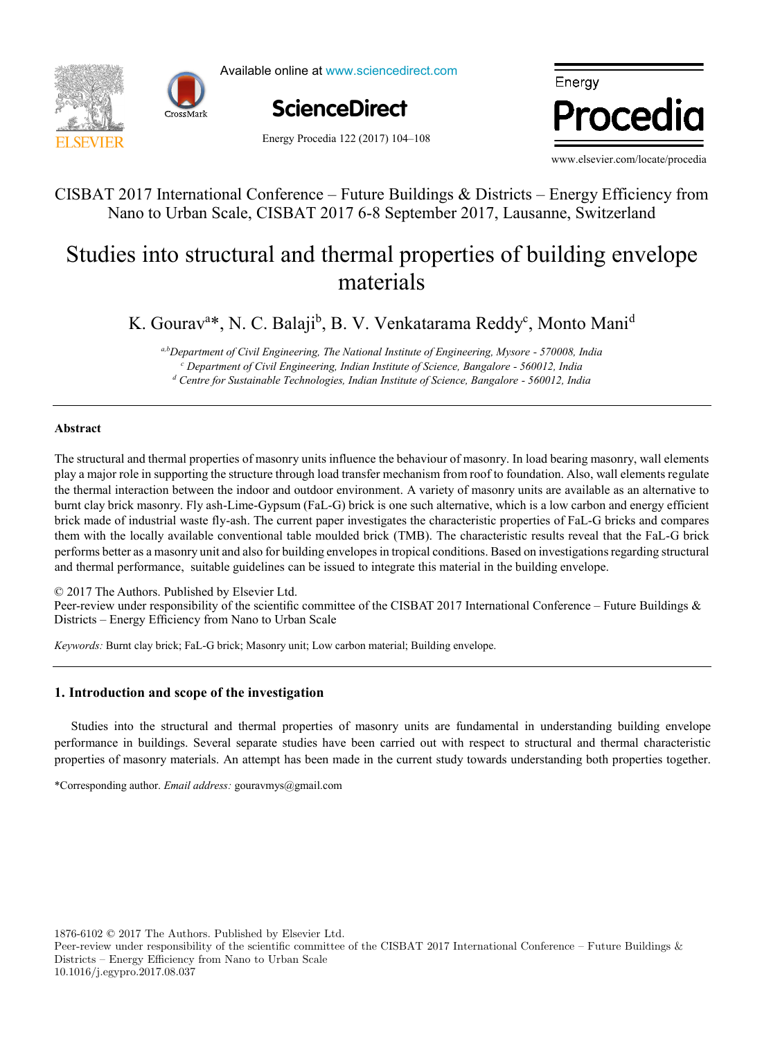CISBAT 2017 International Conference – Future Buildings & Districts – Energy Efficiency from Nano to Urban Scale, CISBAT 2017 6-8 September 2017, Lausanne, Switzerland

# Studies into structural and thermal properties of building envelope materials

K. Gourav[a]*, N. C. Balaji[b], B. V. Venkatarama Reddy[c], Monto Mani[d]

[a,b]*Department of Civil Engineering, The National Institute of Engineering, Mysore - 570008, India*
[c] *Department of Civil Engineering, Indian Institute of Science, Bangalore - 560012, India*
[d] *Centre for Sustainable Technologies, Indian Institute of Science, Bangalore - 560012, India*

---

**Abstract**

The structural and thermal properties of masonry units influence the behaviour of masonry. In load bearing masonry, wall elements play a major role in supporting the structure through load transfer mechanism from roof to foundation. Also, wall elements regulate the thermal interaction between the indoor and outdoor environment. A variety of masonry units are available as an alternative to burnt clay brick masonry. Fly ash-Lime-Gypsum (FaL-G) brick is one such alternative, which is a low carbon and energy efficient brick made of industrial waste fly-ash. The current paper investigates the characteristic properties of FaL-G bricks and compares them with the locally available conventional table moulded brick (TMB). The characteristic results reveal that the FaL-G brick performs better as a masonry unit and also for building envelopes in tropical conditions. Based on investigations regarding structural and thermal performance, suitable guidelines can be issued to integrate this material in the building envelope.

© 2017 The Authors. Published by Elsevier Ltd.
Peer-review under responsibility of the scientific committee of the CISBAT 2017 International Conference – Future Buildings & Districts – Energy Efficiency from Nano to Urban Scale

*Keywords:* Burnt clay brick; FaL-G brick; Masonry unit; Low carbon material; Building envelope.

---

## 1. Introduction and scope of the investigation

Studies into the structural and thermal properties of masonry units are fundamental in understanding building envelope performance in buildings. Several separate studies have been carried out with respect to structural and thermal characteristic properties of masonry materials. An attempt has been made in the current study towards understanding both properties together.

*Corresponding author. *Email address:* gouravmys@gmail.com

1876-6102 © 2017 The Authors. Published by Elsevier Ltd.
Peer-review under responsibility of the scientific committee of the CISBAT 2017 International Conference – Future Buildings & Districts – Energy Efficiency from Nano to Urban Scale
10.1016/j.egypro.2017.08.037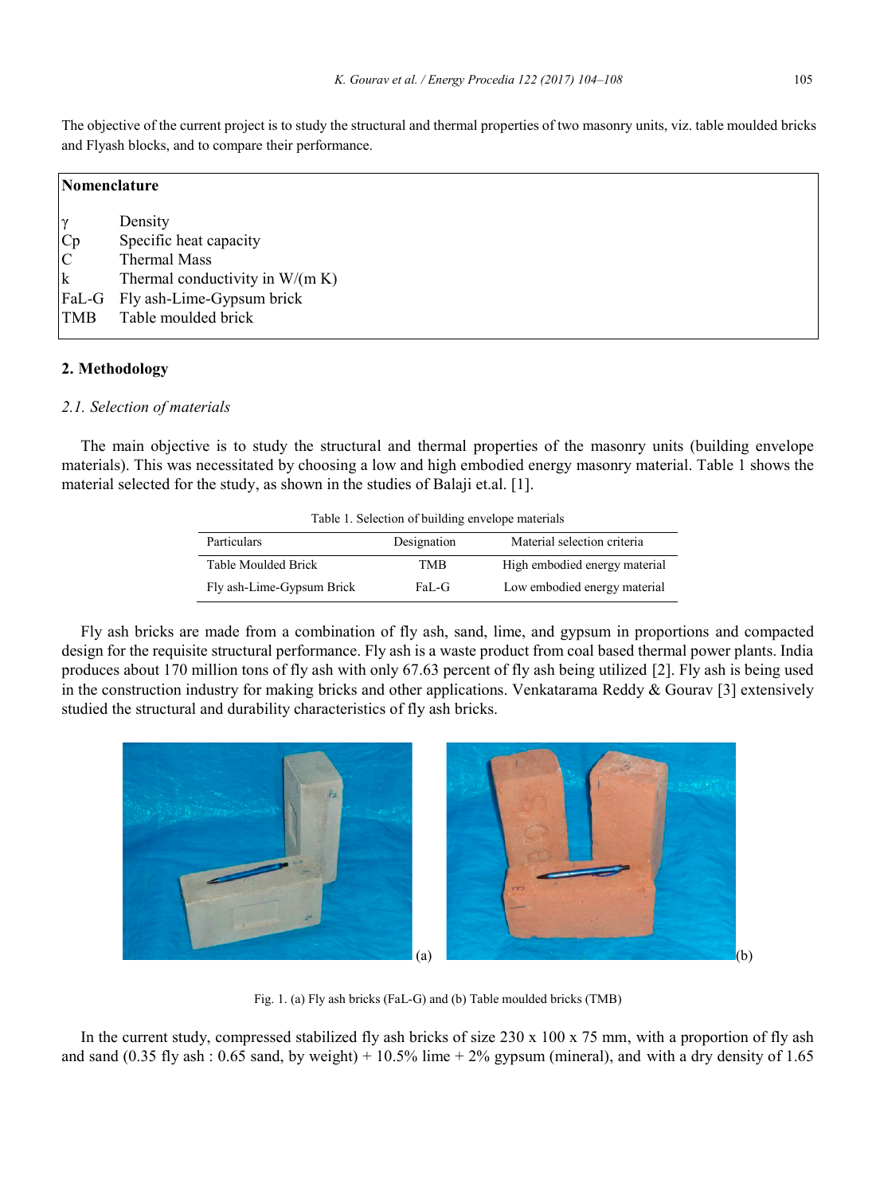The objective of the current project is to study the structural and thermal properties of two masonry units, viz. table moulded bricks and Flyash blocks, and to compare their performance.

| **Nomenclature** | |
|---|---|
| $\gamma$ | Density |
| Cp | Specific heat capacity |
| C | Thermal Mass |
| k | Thermal conductivity in W/(m K) |
| FaL-G | Fly ash-Lime-Gypsum brick |
| TMB | Table moulded brick |

## 2. Methodology

### *2.1. Selection of materials*

The main objective is to study the structural and thermal properties of the masonry units (building envelope materials). This was necessitated by choosing a low and high embodied energy masonry material. Table 1 shows the material selected for the study, as shown in the studies of Balaji et.al. [1].

Table 1. Selection of building envelope materials

| Particulars | Designation | Material selection criteria |
|---|---|---|
| Table Moulded Brick | TMB | High embodied energy material |
| Fly ash-Lime-Gypsum Brick | FaL-G | Low embodied energy material |

Fly ash bricks are made from a combination of fly ash, sand, lime, and gypsum in proportions and compacted design for the requisite structural performance. Fly ash is a waste product from coal based thermal power plants. India produces about 170 million tons of fly ash with only 67.63 percent of fly ash being utilized [2]. Fly ash is being used in the construction industry for making bricks and other applications. Venkatarama Reddy & Gourav [3] extensively studied the structural and durability characteristics of fly ash bricks.

Fig. 1. (a) Fly ash bricks (FaL-G) and (b) Table moulded bricks (TMB)

In the current study, compressed stabilized fly ash bricks of size 230 x 100 x 75 mm, with a proportion of fly ash and sand (0.35 fly ash : 0.65 sand, by weight) + 10.5% lime + 2% gypsum (mineral), and with a dry density of 1.65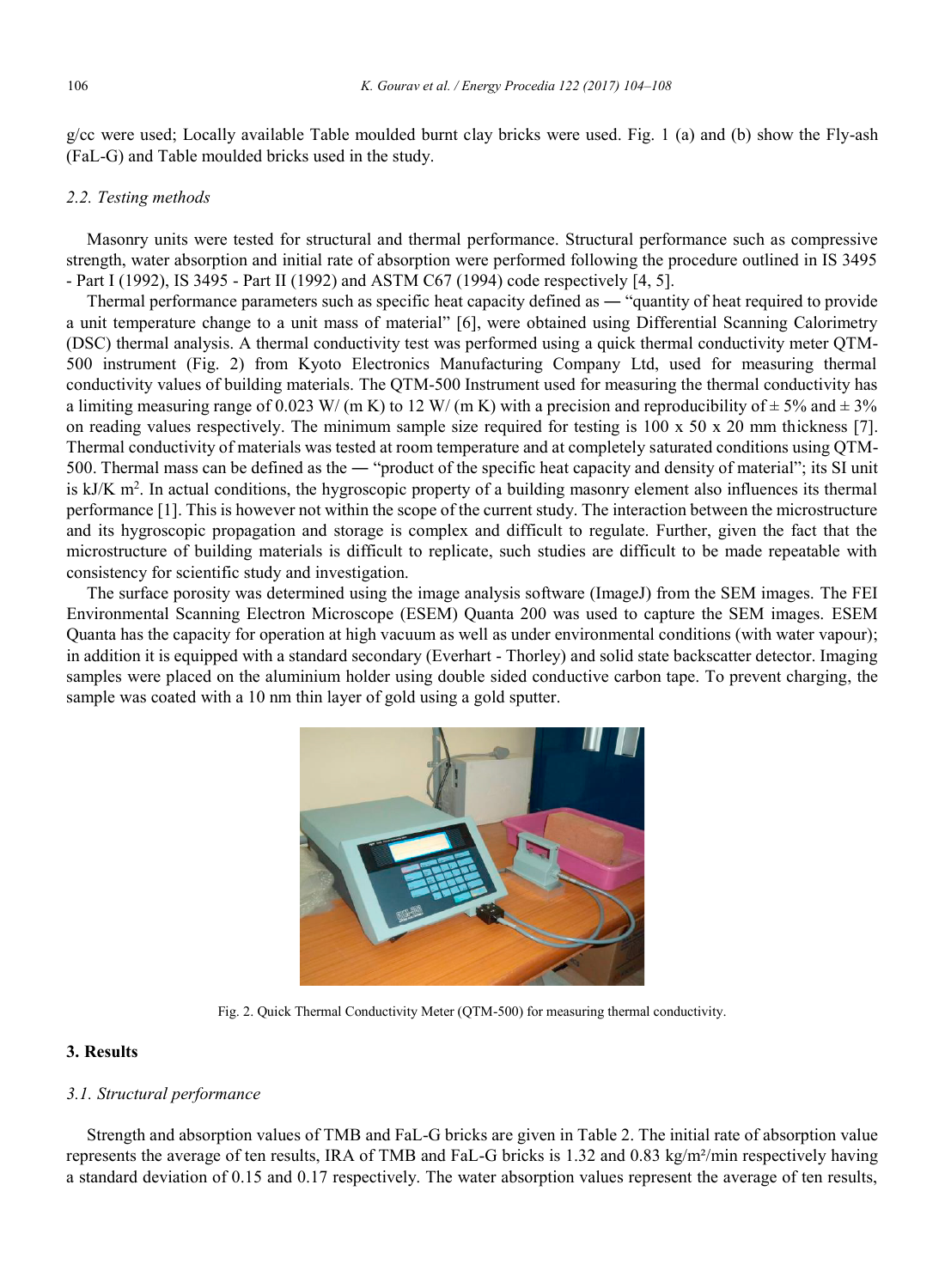g/cc were used; Locally available Table moulded burnt clay bricks were used. Fig. 1 (a) and (b) show the Fly-ash (FaL-G) and Table moulded bricks used in the study.

### *2.2. Testing methods*

Masonry units were tested for structural and thermal performance. Structural performance such as compressive strength, water absorption and initial rate of absorption were performed following the procedure outlined in IS 3495 - Part I (1992), IS 3495 - Part II (1992) and ASTM C67 (1994) code respectively [4, 5].

Thermal performance parameters such as specific heat capacity defined as ― "quantity of heat required to provide a unit temperature change to a unit mass of material" [6], were obtained using Differential Scanning Calorimetry (DSC) thermal analysis. A thermal conductivity test was performed using a quick thermal conductivity meter QTM-500 instrument (Fig. 2) from Kyoto Electronics Manufacturing Company Ltd, used for measuring thermal conductivity values of building materials. The QTM-500 Instrument used for measuring the thermal conductivity has a limiting measuring range of 0.023 W/ (m K) to 12 W/ (m K) with a precision and reproducibility of ± 5% and ± 3% on reading values respectively. The minimum sample size required for testing is 100 x 50 x 20 mm thickness [7]. Thermal conductivity of materials was tested at room temperature and at completely saturated conditions using QTM-500. Thermal mass can be defined as the ― "product of the specific heat capacity and density of material"; its SI unit is kJ/K $m^2$. In actual conditions, the hygroscopic property of a building masonry element also influences its thermal performance [1]. This is however not within the scope of the current study. The interaction between the microstructure and its hygroscopic propagation and storage is complex and difficult to regulate. Further, given the fact that the microstructure of building materials is difficult to replicate, such studies are difficult to be made repeatable with consistency for scientific study and investigation.

The surface porosity was determined using the image analysis software (ImageJ) from the SEM images. The FEI Environmental Scanning Electron Microscope (ESEM) Quanta 200 was used to capture the SEM images. ESEM Quanta has the capacity for operation at high vacuum as well as under environmental conditions (with water vapour); in addition it is equipped with a standard secondary (Everhart - Thorley) and solid state backscatter detector. Imaging samples were placed on the aluminium holder using double sided conductive carbon tape. To prevent charging, the sample was coated with a 10 nm thin layer of gold using a gold sputter.

Fig. 2. Quick Thermal Conductivity Meter (QTM-500) for measuring thermal conductivity.

## 3. Results

### *3.1. Structural performance*

Strength and absorption values of TMB and FaL-G bricks are given in Table 2. The initial rate of absorption value represents the average of ten results, IRA of TMB and FaL-G bricks is 1.32 and 0.83 kg/m²/min respectively having a standard deviation of 0.15 and 0.17 respectively. The water absorption values represent the average of ten results,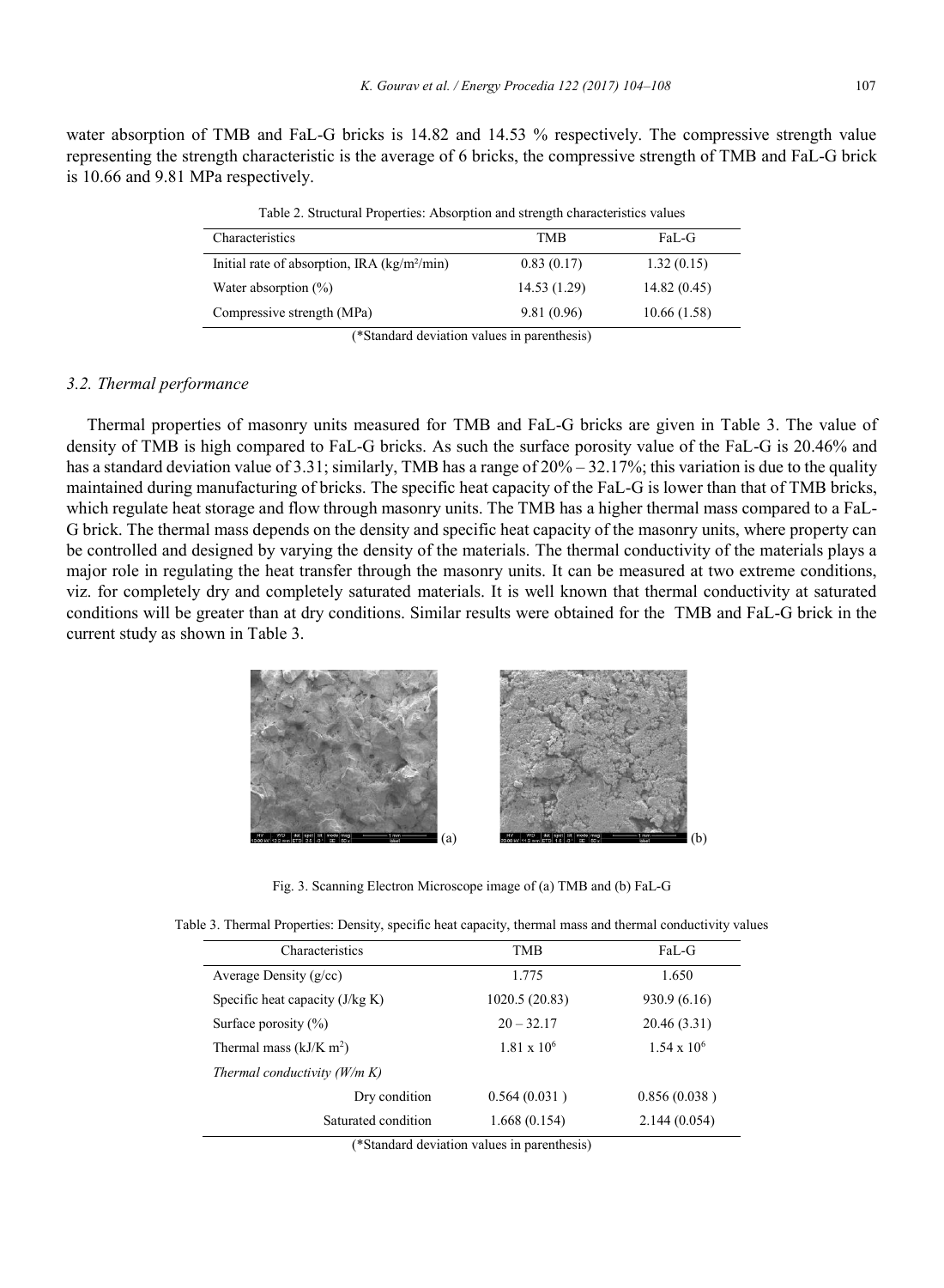water absorption of TMB and FaL-G bricks is 14.82 and 14.53 % respectively. The compressive strength value representing the strength characteristic is the average of 6 bricks, the compressive strength of TMB and FaL-G brick is 10.66 and 9.81 MPa respectively.

Table 2. Structural Properties: Absorption and strength characteristics values

| Characteristics | TMB | FaL-G |
|---|---|---|
| Initial rate of absorption, IRA (kg/m²/min) | 0.83 (0.17) | 1.32 (0.15) |
| Water absorption (%) | 14.53 (1.29) | 14.82 (0.45) |
| Compressive strength (MPa) | 9.81 (0.96) | 10.66 (1.58) |

(*Standard deviation values in parenthesis)

### *3.2. Thermal performance*

Thermal properties of masonry units measured for TMB and FaL-G bricks are given in Table 3. The value of density of TMB is high compared to FaL-G bricks. As such the surface porosity value of the FaL-G is 20.46% and has a standard deviation value of 3.31; similarly, TMB has a range of 20% – 32.17%; this variation is due to the quality maintained during manufacturing of bricks. The specific heat capacity of the FaL-G is lower than that of TMB bricks, which regulate heat storage and flow through masonry units. The TMB has a higher thermal mass compared to a FaL-G brick. The thermal mass depends on the density and specific heat capacity of the masonry units, where property can be controlled and designed by varying the density of the materials. The thermal conductivity of the materials plays a major role in regulating the heat transfer through the masonry units. It can be measured at two extreme conditions, viz. for completely dry and completely saturated materials. It is well known that thermal conductivity at saturated conditions will be greater than at dry conditions. Similar results were obtained for the TMB and FaL-G brick in the current study as shown in Table 3.

(a) (b)

Fig. 3. Scanning Electron Microscope image of (a) TMB and (b) FaL-G

Table 3. Thermal Properties: Density, specific heat capacity, thermal mass and thermal conductivity values

| Characteristics | TMB | FaL-G |
|---|---|---|
| Average Density (g/cc) | 1.775 | 1.650 |
| Specific heat capacity (J/kg K) | 1020.5 (20.83) | 930.9 (6.16) |
| Surface porosity (%) | 20 – 32.17 | 20.46 (3.31) |
| Thermal mass (kJ/K $m^2$) | $1.81 \times 10^6$ | $1.54 \times 10^6$ |
| *Thermal conductivity (W/m K)* | | |
| Dry condition | 0.564 (0.031 ) | 0.856 (0.038 ) |
| Saturated condition | 1.668 (0.154) | 2.144 (0.054) |

(*Standard deviation values in parenthesis)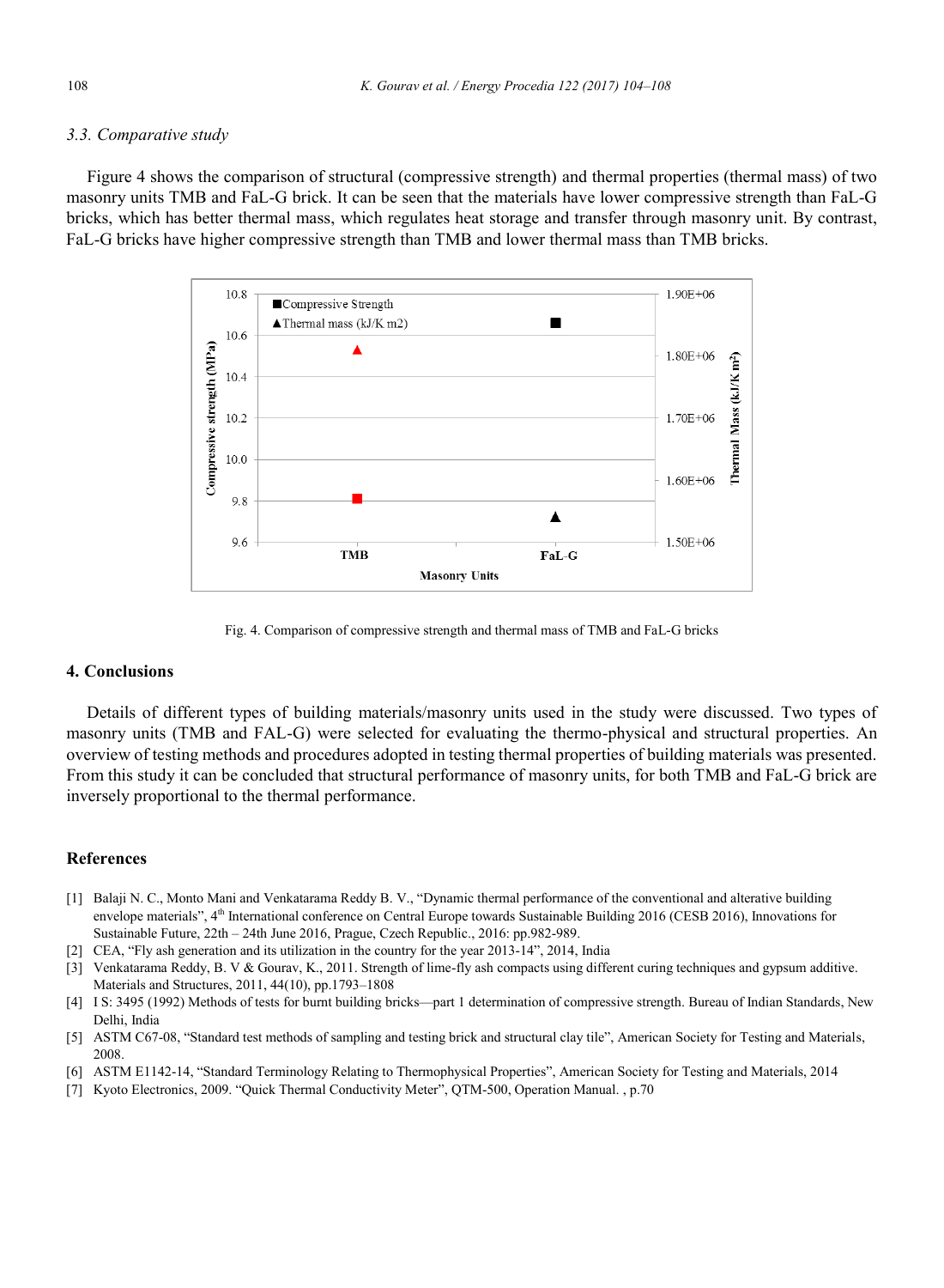### 3.3. Comparative study

Figure 4 shows the comparison of structural (compressive strength) and thermal properties (thermal mass) of two masonry units TMB and FaL-G brick. It can be seen that the materials have lower compressive strength than FaL-G bricks, which has better thermal mass, which regulates heat storage and transfer through masonry unit. By contrast, FaL-G bricks have higher compressive strength than TMB and lower thermal mass than TMB bricks.

■Compressive Strength
▲Thermal mass (kJ/K m2)

Compressive strength (MPa)
10.8
10.6
10.4
10.2
10.0
9.8
9.6

Thermal Mass (kJ/K m²)
1.90E+06
1.80E+06
1.70E+06
1.60E+06
1.50E+06

TMB
FaL-G
Masonry Units

Fig. 4. Comparison of compressive strength and thermal mass of TMB and FaL-G bricks

## 4. Conclusions

Details of different types of building materials/masonry units used in the study were discussed. Two types of masonry units (TMB and FAL-G) were selected for evaluating the thermo-physical and structural properties. An overview of testing methods and procedures adopted in testing thermal properties of building materials was presented. From this study it can be concluded that structural performance of masonry units, for both TMB and FaL-G brick are inversely proportional to the thermal performance.

## References

[1] Balaji N. C., Monto Mani and Venkatarama Reddy B. V., "Dynamic thermal performance of the conventional and alterative building envelope materials", 4th International conference on Central Europe towards Sustainable Building 2016 (CESB 2016), Innovations for Sustainable Future, 22th – 24th June 2016, Prague, Czech Republic., 2016: pp.982-989.

[2] CEA, "Fly ash generation and its utilization in the country for the year 2013-14", 2014, India

[3] Venkatarama Reddy, B. V & Gourav, K., 2011. Strength of lime-fly ash compacts using different curing techniques and gypsum additive. Materials and Structures, 2011, 44(10), pp.1793–1808

[4] I S: 3495 (1992) Methods of tests for burnt building bricks—part 1 determination of compressive strength. Bureau of Indian Standards, New Delhi, India

[5] ASTM C67-08, "Standard test methods of sampling and testing brick and structural clay tile", American Society for Testing and Materials, 2008.

[6] ASTM E1142-14, "Standard Terminology Relating to Thermophysical Properties", American Society for Testing and Materials, 2014

[7] Kyoto Electronics, 2009. "Quick Thermal Conductivity Meter", QTM-500, Operation Manual. , p.70